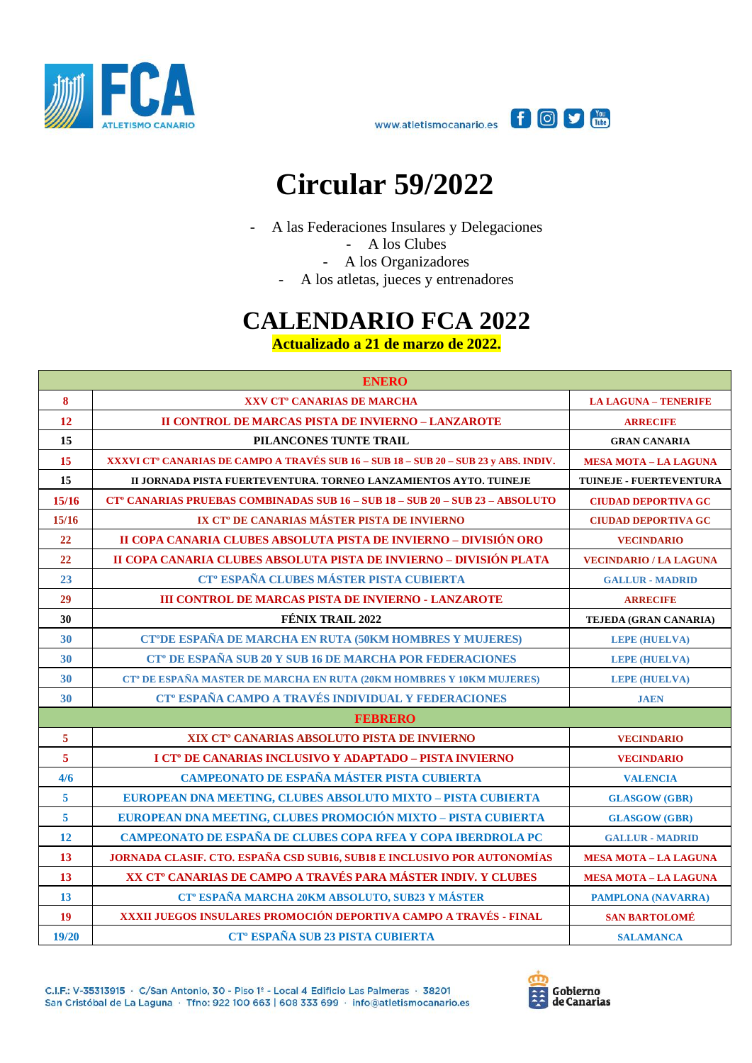# Circular 59/2022

- A las Federaciones Insulares y Delegaciones
- A los Clubes
- A los Organizadores
- A los atletas, jueces y entrenadores

## CALENDARIO FCA 2022

**Actualizado a 21 de marzo de 2022.**

| | | |
|---|---|---|
| **ENERO** | | |
| 8 | XXV CTº CANARIAS DE MARCHA | LA LAGUNA – TENERIFE |
| 12 | II CONTROL DE MARCAS PISTA DE INVIERNO – LANZAROTE | ARRECIFE |
| 15 | PILANCONES TUNTE TRAIL | GRAN CANARIA |
| 15 | XXXVI CTº CANARIAS DE CAMPO A TRAVÉS SUB 16 – SUB 18 – SUB 20 – SUB 23 y ABS. INDIV. | MESA MOTA – LA LAGUNA |
| 15 | II JORNADA PISTA FUERTEVENTURA. TORNEO LANZAMIENTOS AYTO. TUINEJE | TUINEJE - FUERTEVENTURA |
| 15/16 | CTº CANARIAS PRUEBAS COMBINADAS SUB 16 – SUB 18 – SUB 20 – SUB 23 – ABSOLUTO | CIUDAD DEPORTIVA GC |
| 15/16 | IX CTº DE CANARIAS MÁSTER PISTA DE INVIERNO | CIUDAD DEPORTIVA GC |
| 22 | II COPA CANARIA CLUBES ABSOLUTA PISTA DE INVIERNO – DIVISIÓN ORO | VECINDARIO |
| 22 | II COPA CANARIA CLUBES ABSOLUTA PISTA DE INVIERNO – DIVISIÓN PLATA | VECINDARIO / LA LAGUNA |
| 23 | CTº ESPAÑA CLUBES MÁSTER PISTA CUBIERTA | GALLUR - MADRID |
| 29 | III CONTROL DE MARCAS PISTA DE INVIERNO - LANZAROTE | ARRECIFE |
| 30 | FÉNIX TRAIL 2022 | TEJEDA (GRAN CANARIA) |
| 30 | CTºDE ESPAÑA DE MARCHA EN RUTA (50KM HOMBRES Y MUJERES) | LEPE (HUELVA) |
| 30 | CTº DE ESPAÑA SUB 20 Y SUB 16 DE MARCHA POR FEDERACIONES | LEPE (HUELVA) |
| 30 | CTº DE ESPAÑA MASTER DE MARCHA EN RUTA (20KM HOMBRES Y 10KM MUJERES) | LEPE (HUELVA) |
| 30 | CTº ESPAÑA CAMPO A TRAVÉS INDIVIDUAL Y FEDERACIONES | JAEN |
| **FEBRERO** | | |
| 5 | XIX CTº CANARIAS ABSOLUTO PISTA DE INVIERNO | VECINDARIO |
| 5 | I CTº DE CANARIAS INCLUSIVO Y ADAPTADO – PISTA INVIERNO | VECINDARIO |
| 4/6 | CAMPEONATO DE ESPAÑA MÁSTER PISTA CUBIERTA | VALENCIA |
| 5 | EUROPEAN DNA MEETING, CLUBES ABSOLUTO MIXTO – PISTA CUBIERTA | GLASGOW (GBR) |
| 5 | EUROPEAN DNA MEETING, CLUBES PROMOCIÓN MIXTO – PISTA CUBIERTA | GLASGOW (GBR) |
| 12 | CAMPEONATO DE ESPAÑA DE CLUBES COPA RFEA Y COPA IBERDROLA PC | GALLUR - MADRID |
| 13 | JORNADA CLASIF. CTO. ESPAÑA CSD SUB16, SUB18 E INCLUSIVO POR AUTONOMÍAS | MESA MOTA – LA LAGUNA |
| 13 | XX CTº CANARIAS DE CAMPO A TRAVÉS PARA MÁSTER INDIV. Y CLUBES | MESA MOTA – LA LAGUNA |
| 13 | CTº ESPAÑA MARCHA 20KM ABSOLUTO, SUB23 Y MÁSTER | PAMPLONA (NAVARRA) |
| 19 | XXXII JUEGOS INSULARES PROMOCIÓN DEPORTIVA CAMPO A TRAVÉS - FINAL | SAN BARTOLOMÉ |
| 19/20 | CTº ESPAÑA SUB 23 PISTA CUBIERTA | SALAMANCA |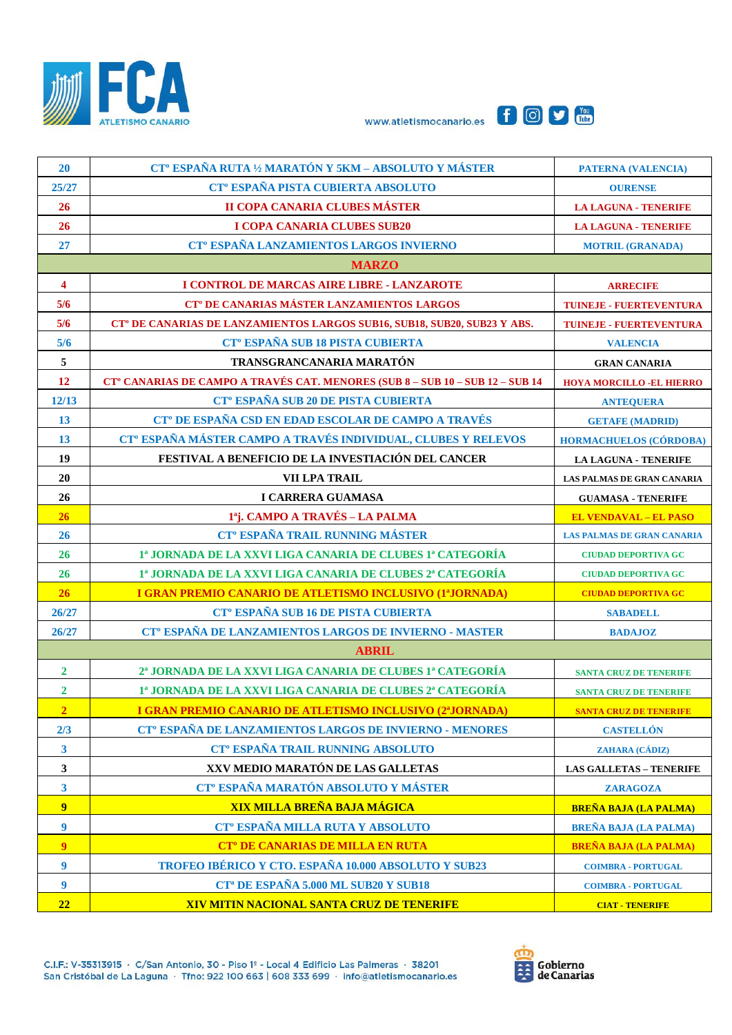| | | |
|---|---|---|
| 20 | CTº ESPAÑA RUTA ½ MARATÓN Y 5KM – ABSOLUTO Y MÁSTER | PATERNA (VALENCIA) |
| 25/27 | CTº ESPAÑA PISTA CUBIERTA ABSOLUTO | OURENSE |
| 26 | II COPA CANARIA CLUBES MÁSTER | LA LAGUNA - TENERIFE |
| 26 | I COPA CANARIA CLUBES SUB20 | LA LAGUNA - TENERIFE |
| 27 | CTº ESPAÑA LANZAMIENTOS LARGOS INVIERNO | MOTRIL (GRANADA) |
| | **MARZO** | |
| 4 | I CONTROL DE MARCAS AIRE LIBRE - LANZAROTE | ARRECIFE |
| 5/6 | CTº DE CANARIAS MÁSTER LANZAMIENTOS LARGOS | TUINEJE - FUERTEVENTURA |
| 5/6 | CTº DE CANARIAS DE LANZAMIENTOS LARGOS SUB16, SUB18, SUB20, SUB23 Y ABS. | TUINEJE - FUERTEVENTURA |
| 5/6 | CTº ESPAÑA SUB 18 PISTA CUBIERTA | VALENCIA |
| 5 | TRANSGRANCANARIA MARATÓN | GRAN CANARIA |
| 12 | CTº CANARIAS DE CAMPO A TRAVÉS CAT. MENORES (SUB 8 – SUB 10 – SUB 12 – SUB 14 | HOYA MORCILLO -EL HIERRO |
| 12/13 | CTº ESPAÑA SUB 20 DE PISTA CUBIERTA | ANTEQUERA |
| 13 | CTº DE ESPAÑA CSD EN EDAD ESCOLAR DE CAMPO A TRAVÉS | GETAFE (MADRID) |
| 13 | CTº ESPAÑA MÁSTER CAMPO A TRAVÉS INDIVIDUAL, CLUBES Y RELEVOS | HORMACHUELOS (CÓRDOBA) |
| 19 | FESTIVAL A BENEFICIO DE LA INVESTIACIÓN DEL CANCER | LA LAGUNA - TENERIFE |
| 20 | VII LPA TRAIL | LAS PALMAS DE GRAN CANARIA |
| 26 | I CARRERA GUAMASA | GUAMASA - TENERIFE |
| 26 | 1ªj. CAMPO A TRAVÉS – LA PALMA | EL VENDAVAL – EL PASO |
| 26 | CTº ESPAÑA TRAIL RUNNING MÁSTER | LAS PALMAS DE GRAN CANARIA |
| 26 | 1ª JORNADA DE LA XXVI LIGA CANARIA DE CLUBES 1ª CATEGORÍA | CIUDAD DEPORTIVA GC |
| 26 | 1ª JORNADA DE LA XXVI LIGA CANARIA DE CLUBES 2ª CATEGORÍA | CIUDAD DEPORTIVA GC |
| 26 | I GRAN PREMIO CANARIO DE ATLETISMO INCLUSIVO (1ªJORNADA) | CIUDAD DEPORTIVA GC |
| 26/27 | CTº ESPAÑA SUB 16 DE PISTA CUBIERTA | SABADELL |
| 26/27 | CTº ESPAÑA DE LANZAMIENTOS LARGOS DE INVIERNO - MASTER | BADAJOZ |
| | **ABRIL** | |
| 2 | 2ª JORNADA DE LA XXVI LIGA CANARIA DE CLUBES 1ª CATEGORÍA | SANTA CRUZ DE TENERIFE |
| 2 | 1ª JORNADA DE LA XXVI LIGA CANARIA DE CLUBES 2ª CATEGORÍA | SANTA CRUZ DE TENERIFE |
| 2 | I GRAN PREMIO CANARIO DE ATLETISMO INCLUSIVO (2ªJORNADA) | SANTA CRUZ DE TENERIFE |
| 2/3 | CTº ESPAÑA DE LANZAMIENTOS LARGOS DE INVIERNO - MENORES | CASTELLÓN |
| 3 | CTº ESPAÑA TRAIL RUNNING ABSOLUTO | ZAHARA (CÁDIZ) |
| 3 | XXV MEDIO MARATÓN DE LAS GALLETAS | LAS GALLETAS – TENERIFE |
| 3 | CTº ESPAÑA MARATÓN ABSOLUTO Y MÁSTER | ZARAGOZA |
| 9 | XIX MILLA BREÑA BAJA MÁGICA | BREÑA BAJA (LA PALMA) |
| 9 | CTº ESPAÑA MILLA RUTA Y ABSOLUTO | BREÑA BAJA (LA PALMA) |
| 9 | CTº DE CANARIAS DE MILLA EN RUTA | BREÑA BAJA (LA PALMA) |
| 9 | TROFEO IBÉRICO Y CTO. ESPAÑA 10.000 ABSOLUTO Y SUB23 | COIMBRA - PORTUGAL |
| 9 | CTº DE ESPAÑA 5.000 ML SUB20 Y SUB18 | COIMBRA - PORTUGAL |
| 22 | XIV MITIN NACIONAL SANTA CRUZ DE TENERIFE | CIAT - TENERIFE |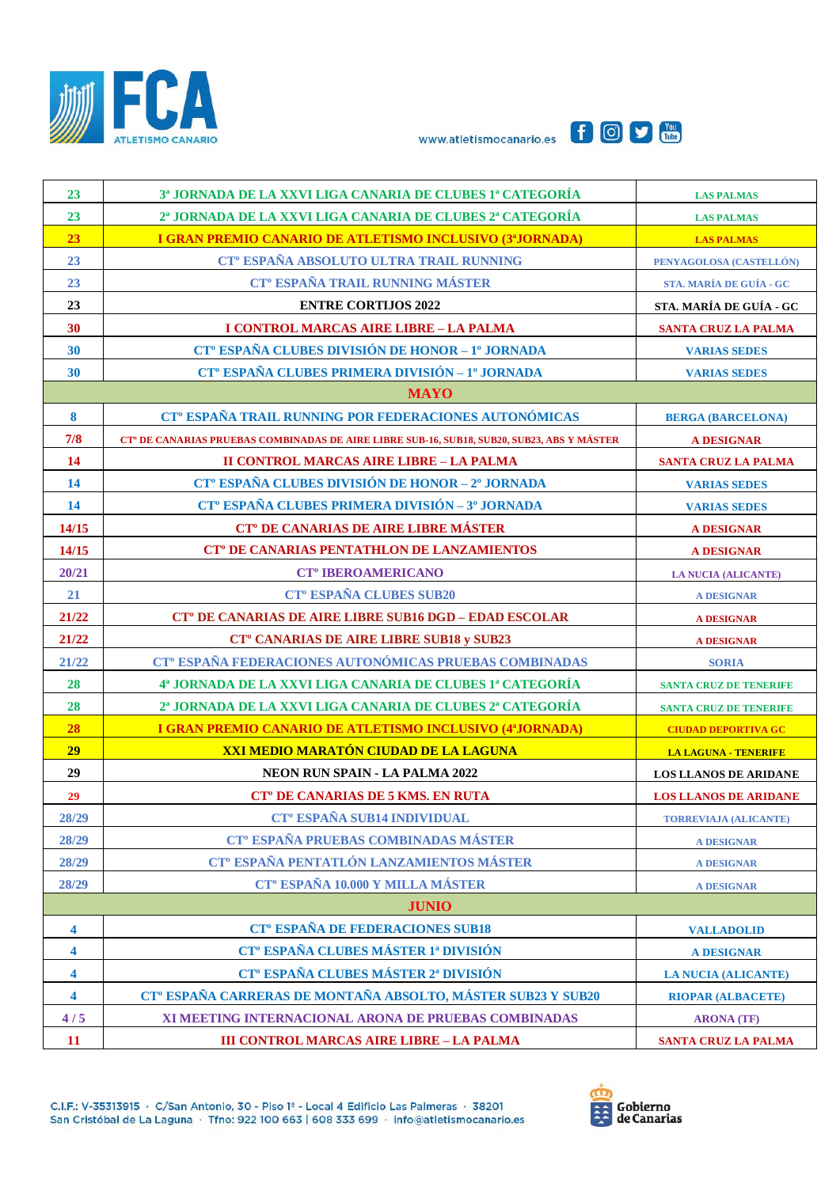| | | |
|---|---|---|
| 23 | 3ª JORNADA DE LA XXVI LIGA CANARIA DE CLUBES 1ª CATEGORÍA | LAS PALMAS |
| 23 | 2ª JORNADA DE LA XXVI LIGA CANARIA DE CLUBES 2ª CATEGORÍA | LAS PALMAS |
| 23 | I GRAN PREMIO CANARIO DE ATLETISMO INCLUSIVO (3ªJORNADA) | LAS PALMAS |
| 23 | CTº ESPAÑA ABSOLUTO ULTRA TRAIL RUNNING | PENYAGOLOSA (CASTELLÓN) |
| 23 | CTº ESPAÑA TRAIL RUNNING MÁSTER | STA. MARÍA DE GUÍA - GC |
| 23 | ENTRE CORTIJOS 2022 | STA. MARÍA DE GUÍA - GC |
| 30 | I CONTROL MARCAS AIRE LIBRE – LA PALMA | SANTA CRUZ LA PALMA |
| 30 | CTº ESPAÑA CLUBES DIVISIÓN DE HONOR – 1º JORNADA | VARIAS SEDES |
| 30 | CTº ESPAÑA CLUBES PRIMERA DIVISIÓN – 1º JORNADA | VARIAS SEDES |
| | **MAYO** | |
| 8 | CTº ESPAÑA TRAIL RUNNING POR FEDERACIONES AUTONÓMICAS | BERGA (BARCELONA) |
| 7/8 | CTº DE CANARIAS PRUEBAS COMBINADAS DE AIRE LIBRE SUB-16, SUB18, SUB20, SUB23, ABS Y MÁSTER | A DESIGNAR |
| 14 | II CONTROL MARCAS AIRE LIBRE – LA PALMA | SANTA CRUZ LA PALMA |
| 14 | CTº ESPAÑA CLUBES DIVISIÓN DE HONOR – 2º JORNADA | VARIAS SEDES |
| 14 | CTº ESPAÑA CLUBES PRIMERA DIVISIÓN – 3º JORNADA | VARIAS SEDES |
| 14/15 | CTº DE CANARIAS DE AIRE LIBRE MÁSTER | A DESIGNAR |
| 14/15 | CTº DE CANARIAS PENTATHLON DE LANZAMIENTOS | A DESIGNAR |
| 20/21 | CTº IBEROAMERICANO | LA NUCIA (ALICANTE) |
| 21 | CTº ESPAÑA CLUBES SUB20 | A DESIGNAR |
| 21/22 | CTº DE CANARIAS DE AIRE LIBRE SUB16 DGD – EDAD ESCOLAR | A DESIGNAR |
| 21/22 | CTº CANARIAS DE AIRE LIBRE SUB18 y SUB23 | A DESIGNAR |
| 21/22 | CTº ESPAÑA FEDERACIONES AUTONÓMICAS PRUEBAS COMBINADAS | SORIA |
| 28 | 4ª JORNADA DE LA XXVI LIGA CANARIA DE CLUBES 1ª CATEGORÍA | SANTA CRUZ DE TENERIFE |
| 28 | 2ª JORNADA DE LA XXVI LIGA CANARIA DE CLUBES 2ª CATEGORÍA | SANTA CRUZ DE TENERIFE |
| 28 | I GRAN PREMIO CANARIO DE ATLETISMO INCLUSIVO (4ªJORNADA) | CIUDAD DEPORTIVA GC |
| 29 | XXI MEDIO MARATÓN CIUDAD DE LA LAGUNA | LA LAGUNA - TENERIFE |
| 29 | NEON RUN SPAIN - LA PALMA 2022 | LOS LLANOS DE ARIDANE |
| 29 | CTº DE CANARIAS DE 5 KMS. EN RUTA | LOS LLANOS DE ARIDANE |
| 28/29 | CTº ESPAÑA SUB14 INDIVIDUAL | TORREVIAJA (ALICANTE) |
| 28/29 | CTº ESPAÑA PRUEBAS COMBINADAS MÁSTER | A DESIGNAR |
| 28/29 | CTº ESPAÑA PENTATLÓN LANZAMIENTOS MÁSTER | A DESIGNAR |
| 28/29 | CTº ESPAÑA 10.000 Y MILLA MÁSTER | A DESIGNAR |
| | **JUNIO** | |
| 4 | CTº ESPAÑA DE FEDERACIONES SUB18 | VALLADOLID |
| 4 | CTº ESPAÑA CLUBES MÁSTER 1ª DIVISIÓN | A DESIGNAR |
| 4 | CTº ESPAÑA CLUBES MÁSTER 2ª DIVISIÓN | LA NUCIA (ALICANTE) |
| 4 | CTº ESPAÑA CARRERAS DE MONTAÑA ABSOLTO, MÁSTER SUB23 Y SUB20 | RIOPAR (ALBACETE) |
| 4 / 5 | XI MEETING INTERNACIONAL ARONA DE PRUEBAS COMBINADAS | ARONA (TF) |
| 11 | III CONTROL MARCAS AIRE LIBRE – LA PALMA | SANTA CRUZ LA PALMA |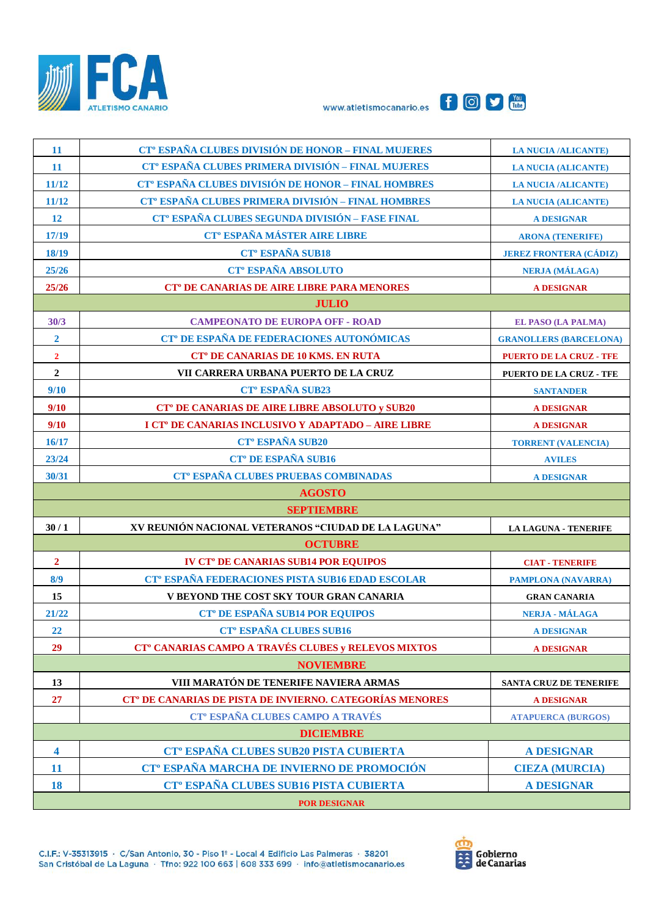| | | |
|---|---|---|
| 11 | CTº ESPAÑA CLUBES DIVISIÓN DE HONOR – FINAL MUJERES | LA NUCIA /ALICANTE) |
| 11 | CTº ESPAÑA CLUBES PRIMERA DIVISIÓN – FINAL MUJERES | LA NUCIA (ALICANTE) |
| 11/12 | CTº ESPAÑA CLUBES DIVISIÓN DE HONOR – FINAL HOMBRES | LA NUCIA /ALICANTE) |
| 11/12 | CTº ESPAÑA CLUBES PRIMERA DIVISIÓN – FINAL HOMBRES | LA NUCIA (ALICANTE) |
| 12 | CTº ESPAÑA CLUBES SEGUNDA DIVISIÓN – FASE FINAL | A DESIGNAR |
| 17/19 | CTº ESPAÑA MÁSTER AIRE LIBRE | ARONA (TENERIFE) |
| 18/19 | CTº ESPAÑA SUB18 | JEREZ FRONTERA (CÁDIZ) |
| 25/26 | CTº ESPAÑA ABSOLUTO | NERJA (MÁLAGA) |
| 25/26 | CTº DE CANARIAS DE AIRE LIBRE PARA MENORES | A DESIGNAR |
| **JULIO** | | |
| 30/3 | CAMPEONATO DE EUROPA OFF - ROAD | EL PASO (LA PALMA) |
| 2 | CTº DE ESPAÑA DE FEDERACIONES AUTONÓMICAS | GRANOLLERS (BARCELONA) |
| 2 | CTº DE CANARIAS DE 10 KMS. EN RUTA | PUERTO DE LA CRUZ - TFE |
| 2 | VII CARRERA URBANA PUERTO DE LA CRUZ | PUERTO DE LA CRUZ - TFE |
| 9/10 | CTº ESPAÑA SUB23 | SANTANDER |
| 9/10 | CTº DE CANARIAS DE AIRE LIBRE ABSOLUTO y SUB20 | A DESIGNAR |
| 9/10 | I CTº DE CANARIAS INCLUSIVO Y ADAPTADO – AIRE LIBRE | A DESIGNAR |
| 16/17 | CTº ESPAÑA SUB20 | TORRENT (VALENCIA) |
| 23/24 | CTº DE ESPAÑA SUB16 | AVILES |
| 30/31 | CTº ESPAÑA CLUBES PRUEBAS COMBINADAS | A DESIGNAR |
| **AGOSTO** | | |
| **SEPTIEMBRE** | | |
| 30 / 1 | XV REUNIÓN NACIONAL VETERANOS "CIUDAD DE LA LAGUNA" | LA LAGUNA - TENERIFE |
| **OCTUBRE** | | |
| 2 | IV CTº DE CANARIAS SUB14 POR EQUIPOS | CIAT - TENERIFE |
| 8/9 | CTº ESPAÑA FEDERACIONES PISTA SUB16 EDAD ESCOLAR | PAMPLONA (NAVARRA) |
| 15 | V BEYOND THE COST SKY TOUR GRAN CANARIA | GRAN CANARIA |
| 21/22 | CTº DE ESPAÑA SUB14 POR EQUIPOS | NERJA - MÁLAGA |
| 22 | CTº ESPAÑA CLUBES SUB16 | A DESIGNAR |
| 29 | CTº CANARIAS CAMPO A TRAVÉS CLUBES y RELEVOS MIXTOS | A DESIGNAR |
| **NOVIEMBRE** | | |
| 13 | VIII MARATÓN DE TENERIFE NAVIERA ARMAS | SANTA CRUZ DE TENERIFE |
| 27 | CTº DE CANARIAS DE PISTA DE INVIERNO. CATEGORÍAS MENORES | A DESIGNAR |
| | CTº ESPAÑA CLUBES CAMPO A TRAVÉS | ATAPUERCA (BURGOS) |
| **DICIEMBRE** | | |
| 4 | CTº ESPAÑA CLUBES SUB20 PISTA CUBIERTA | A DESIGNAR |
| 11 | CTº ESPAÑA MARCHA DE INVIERNO DE PROMOCIÓN | CIEZA (MURCIA) |
| 18 | CTº ESPAÑA CLUBES SUB16 PISTA CUBIERTA | A DESIGNAR |
| **POR DESIGNAR** | | |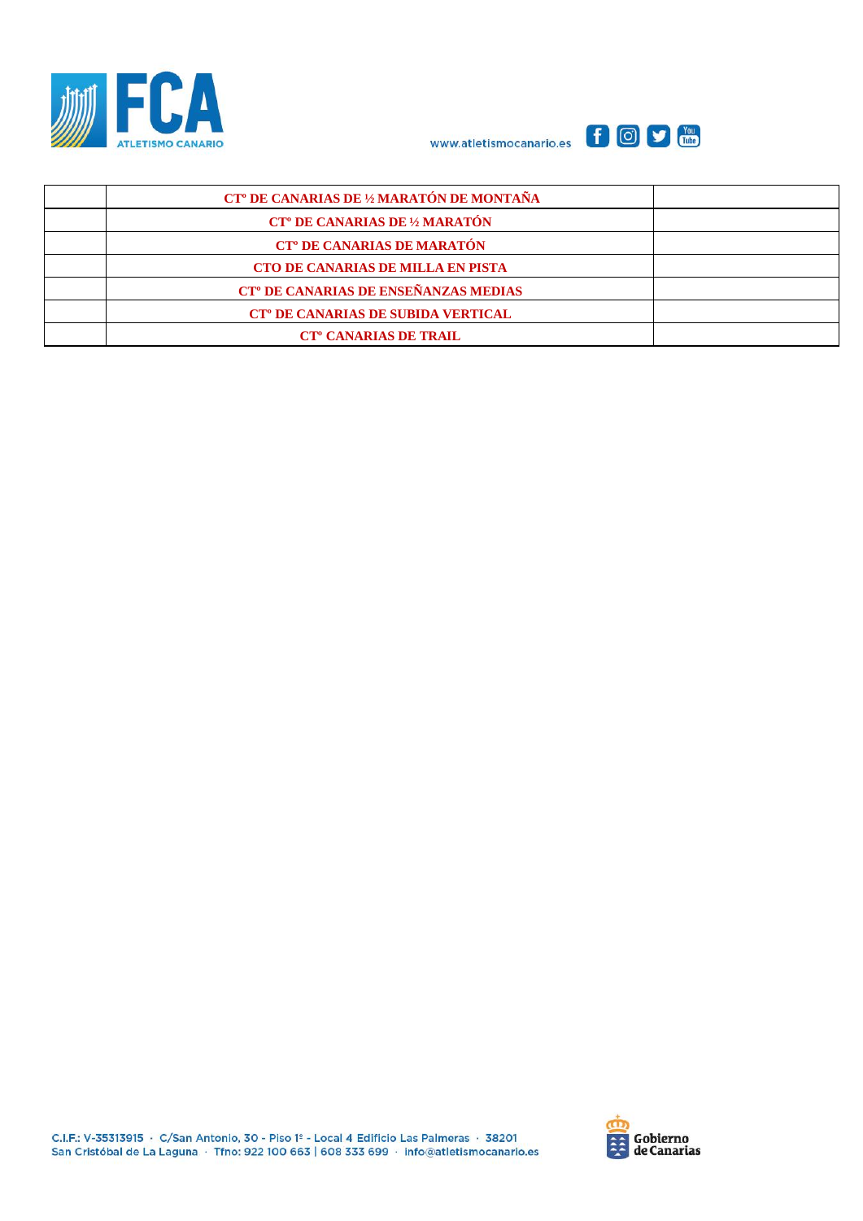| | | |
|---|---|---|
| | **CTº DE CANARIAS DE ½ MARATÓN DE MONTAÑA** | |
| | **CTº DE CANARIAS DE ½ MARATÓN** | |
| | **CTº DE CANARIAS DE MARATÓN** | |
| | **CTO DE CANARIAS DE MILLA EN PISTA** | |
| | **CTº DE CANARIAS DE ENSEÑANZAS MEDIAS** | |
| | **CTº DE CANARIAS DE SUBIDA VERTICAL** | |
| | **CTº CANARIAS DE TRAIL** | |